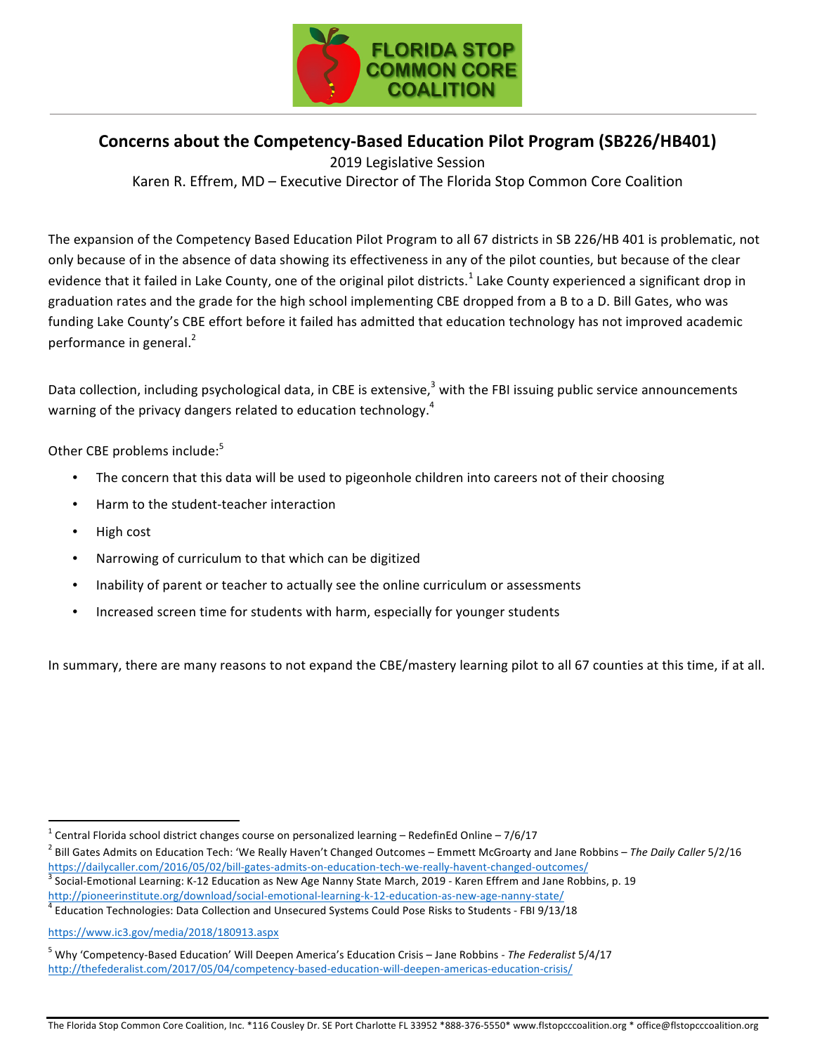FLORIDA STOP COMMON CORE COALITION

## Concerns about the Competency-Based Education Pilot Program (SB226/HB401)

2019 Legislative Session

Karen R. Effrem, MD – Executive Director of The Florida Stop Common Core Coalition

The expansion of the Competency Based Education Pilot Program to all 67 districts in SB 226/HB 401 is problematic, not only because of in the absence of data showing its effectiveness in any of the pilot counties, but because of the clear evidence that it failed in Lake County, one of the original pilot districts.[1] Lake County experienced a significant drop in graduation rates and the grade for the high school implementing CBE dropped from a B to a D. Bill Gates, who was funding Lake County's CBE effort before it failed has admitted that education technology has not improved academic performance in general.[2]

Data collection, including psychological data, in CBE is extensive,[3] with the FBI issuing public service announcements warning of the privacy dangers related to education technology.[4]

Other CBE problems include:[5]

- The concern that this data will be used to pigeonhole children into careers not of their choosing
- Harm to the student-teacher interaction
- High cost
- Narrowing of curriculum to that which can be digitized
- Inability of parent or teacher to actually see the online curriculum or assessments
- Increased screen time for students with harm, especially for younger students

In summary, there are many reasons to not expand the CBE/mastery learning pilot to all 67 counties at this time, if at all.

---

[1] Central Florida school district changes course on personalized learning – RedefinEd Online – 7/6/17

[2] Bill Gates Admits on Education Tech: 'We Really Haven't Changed Outcomes – Emmett McGroarty and Jane Robbins – *The Daily Caller* 5/2/16 https://dailycaller.com/2016/05/02/bill-gates-admits-on-education-tech-we-really-havent-changed-outcomes/

[3] Social-Emotional Learning: K-12 Education as New Age Nanny State March, 2019 - Karen Effrem and Jane Robbins, p. 19 http://pioneerinstitute.org/download/social-emotional-learning-k-12-education-as-new-age-nanny-state/

[4] Education Technologies: Data Collection and Unsecured Systems Could Pose Risks to Students - FBI 9/13/18 https://www.ic3.gov/media/2018/180913.aspx

[5] Why 'Competency-Based Education' Will Deepen America's Education Crisis – Jane Robbins - *The Federalist* 5/4/17 http://thefederalist.com/2017/05/04/competency-based-education-will-deepen-americas-education-crisis/

The Florida Stop Common Core Coalition, Inc. *116 Cousley Dr. SE Port Charlotte FL 33952 *888-376-5550* www.flstopcccoalition.org * office@flstopcccoalition.org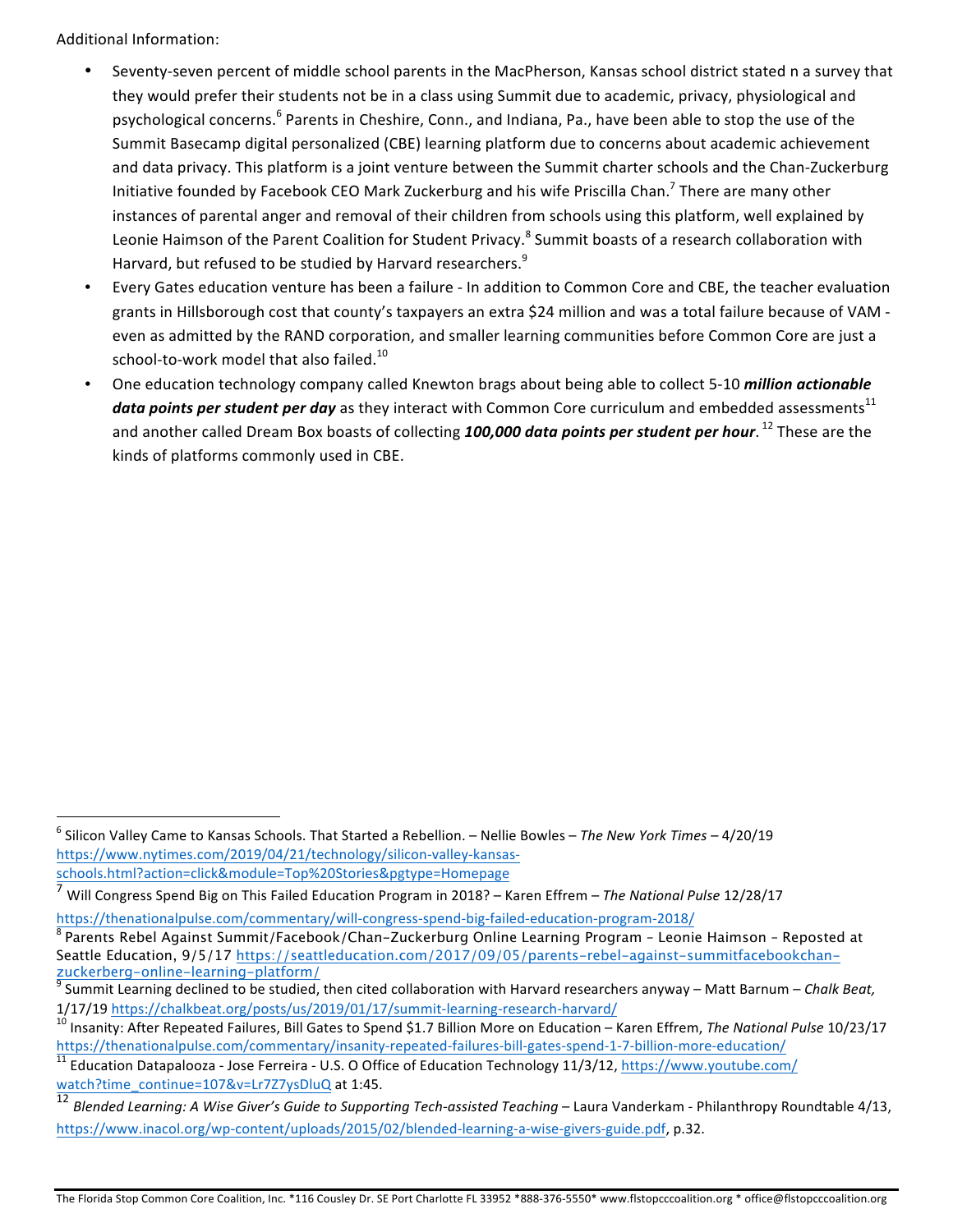Additional Information:

- Seventy-seven percent of middle school parents in the MacPherson, Kansas school district stated n a survey that they would prefer their students not be in a class using Summit due to academic, privacy, physiological and psychological concerns.[6] Parents in Cheshire, Conn., and Indiana, Pa., have been able to stop the use of the Summit Basecamp digital personalized (CBE) learning platform due to concerns about academic achievement and data privacy. This platform is a joint venture between the Summit charter schools and the Chan-Zuckerburg Initiative founded by Facebook CEO Mark Zuckerburg and his wife Priscilla Chan.[7] There are many other instances of parental anger and removal of their children from schools using this platform, well explained by Leonie Haimson of the Parent Coalition for Student Privacy.[8] Summit boasts of a research collaboration with Harvard, but refused to be studied by Harvard researchers.[9]
- Every Gates education venture has been a failure - In addition to Common Core and CBE, the teacher evaluation grants in Hillsborough cost that county's taxpayers an extra $24 million and was a total failure because of VAM - even as admitted by the RAND corporation, and smaller learning communities before Common Core are just a school-to-work model that also failed.[10]
- One education technology company called Knewton brags about being able to collect 5-10 ***million actionable data points per student per day*** as they interact with Common Core curriculum and embedded assessments[11] and another called Dream Box boasts of collecting ***100,000 data points per student per hour***.[12] These are the kinds of platforms commonly used in CBE.

---

[6] Silicon Valley Came to Kansas Schools. That Started a Rebellion. – Nellie Bowles – *The New York Times* – 4/20/19 https://www.nytimes.com/2019/04/21/technology/silicon-valley-kansas-schools.html?action=click&module=Top%20Stories&pgtype=Homepage

[7] Will Congress Spend Big on This Failed Education Program in 2018? – Karen Effrem – *The National Pulse* 12/28/17 https://thenationalpulse.com/commentary/will-congress-spend-big-failed-education-program-2018/

[8] Parents Rebel Against Summit/Facebook/Chan-Zuckerburg Online Learning Program - Leonie Haimson - Reposted at Seattle Education, 9/5/17 https://seattleducation.com/2017/09/05/parents-rebel-against-summitfacebookchan-zuckerberg-online-learning-platform/

[9] Summit Learning declined to be studied, then cited collaboration with Harvard researchers anyway – Matt Barnum – *Chalk Beat,* 1/17/19 https://chalkbeat.org/posts/us/2019/01/17/summit-learning-research-harvard/

[10] Insanity: After Repeated Failures, Bill Gates to Spend $1.7 Billion More on Education – Karen Effrem, *The National Pulse* 10/23/17 https://thenationalpulse.com/commentary/insanity-repeated-failures-bill-gates-spend-1-7-billion-more-education/

[11] Education Datapalooza - Jose Ferreira - U.S. O Office of Education Technology 11/3/12, https://www.youtube.com/watch?time_continue=107&v=Lr7Z7ysDluQ at 1:45.

[12] *Blended Learning: A Wise Giver's Guide to Supporting Tech-assisted Teaching* – Laura Vanderkam - Philanthropy Roundtable 4/13, https://www.inacol.org/wp-content/uploads/2015/02/blended-learning-a-wise-givers-guide.pdf, p.32.